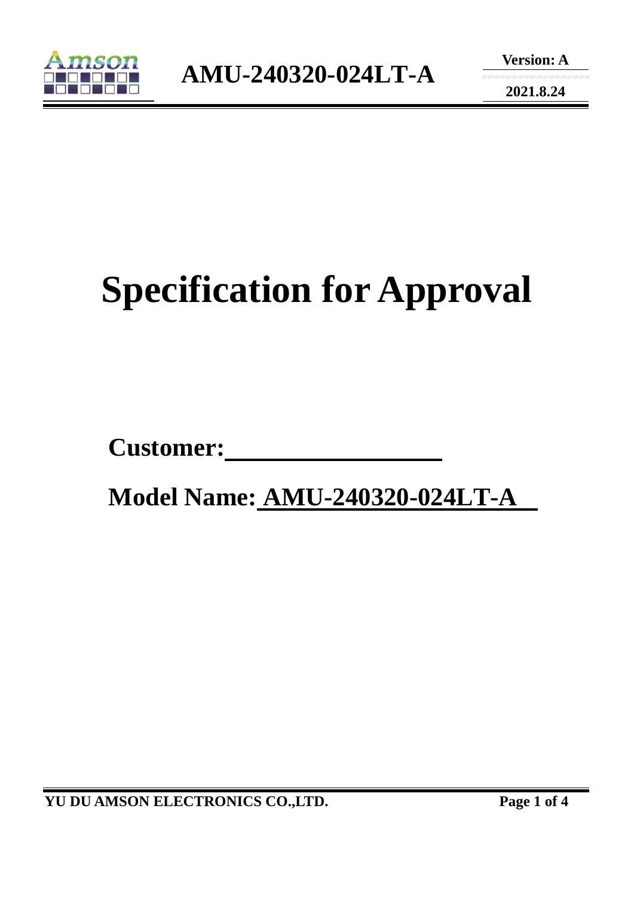# Specification for Approval

**Customer:**\_\_\_\_\_\_\_\_\_\_\_\_\_\_\_\_\_\_

**Model Name:** **AMU-240320-024LT-A**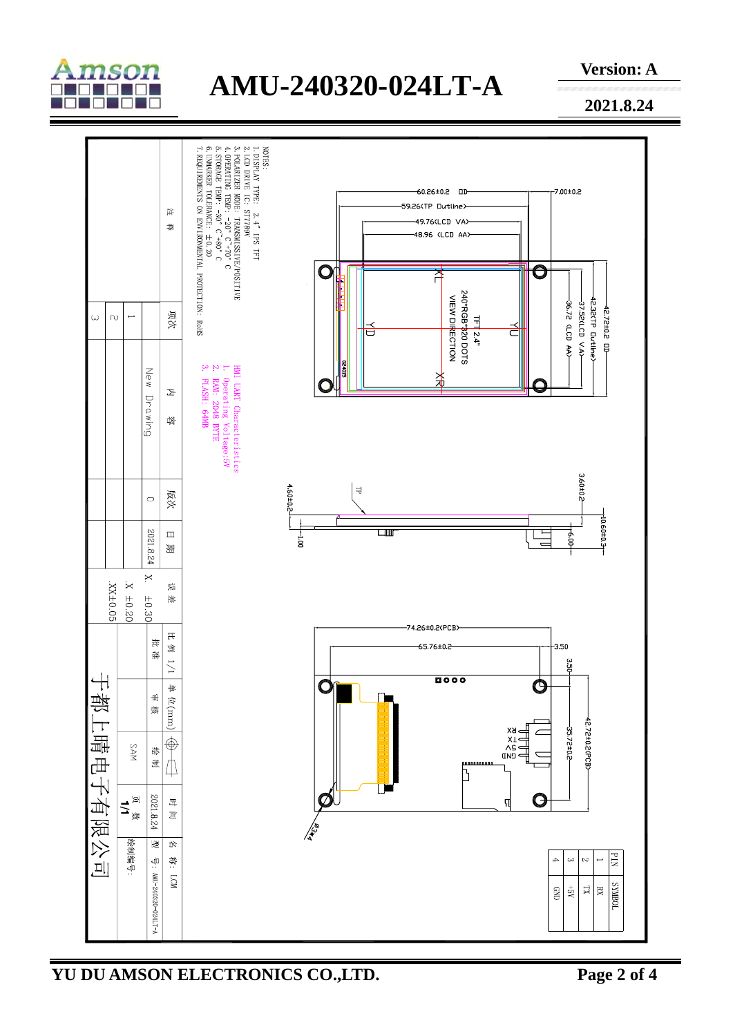# AMU-240320-024LT-A

Version: A

2021.8.24

NOTES:

1. DISPLAY TYPE: 2.4" IPS TFT
2. LCD DRIVE IC: ST7789V
3. POLARIZER MODE: TRANSMISSIVE/POSITIVE
4. OPERATING TEMP: -20° C~70° C
5. STORAGE TEMP: -30° C~80° C
6. UNMARKER TOLERANCE: ±0.20
7. REQUIREMENTS ON ENVIRONMENTAL PROTECTION: RoHS

HMI UART Characteristics

1. Operating Voltage:5V
2. RAM: 2048 BYTE
3. FLASH: 64MB

60.26±0.2 OD

59.26(TP Outline)

49.76(LCD VA)

48.96 (LCD AA)

7.00±0.2

42.72±0.2 OD

42.32(TP Outline)

37.52(LCD VA)

36.72 (LCD AA)

TFT 2.4"

240*RGB*320 DOTS

VIEW DIRECTION

XL YD YU XR

3.60±0.2

10.60±0.3

6.00

4.60±0.2

1.00

TP

74.26±0.2(PCB)

65.76±0.2

3.50

3.50

42.72±0.2(PCB)

35.72±0.2

RX TX 5V GND

Φ3*4

| PIN | SYMBOL |
|---|---|
| 1 | RX |
| 2 | TX |
| 3 | +5V |
| 4 | GND |

| 项次 | 内容 | 版次 | 日期 | 误差 |
|---|---|---|---|---|
| 1 | New Drawing | 0 | 2021.8.24 | X. ±0.30 |
| 2 | | | | .X ±0.20 |
| 3 | | | | .XX±0.05 |

注释

比例 1/1 | 单位(mm) | 时间 2021.8.24 | 名称: LCM

批准 | 审核 | 绘制 SAM | 型号: AMU-240320-024LT-A

页数 1/1 | 绘制编号:

于都上晴电子有限公司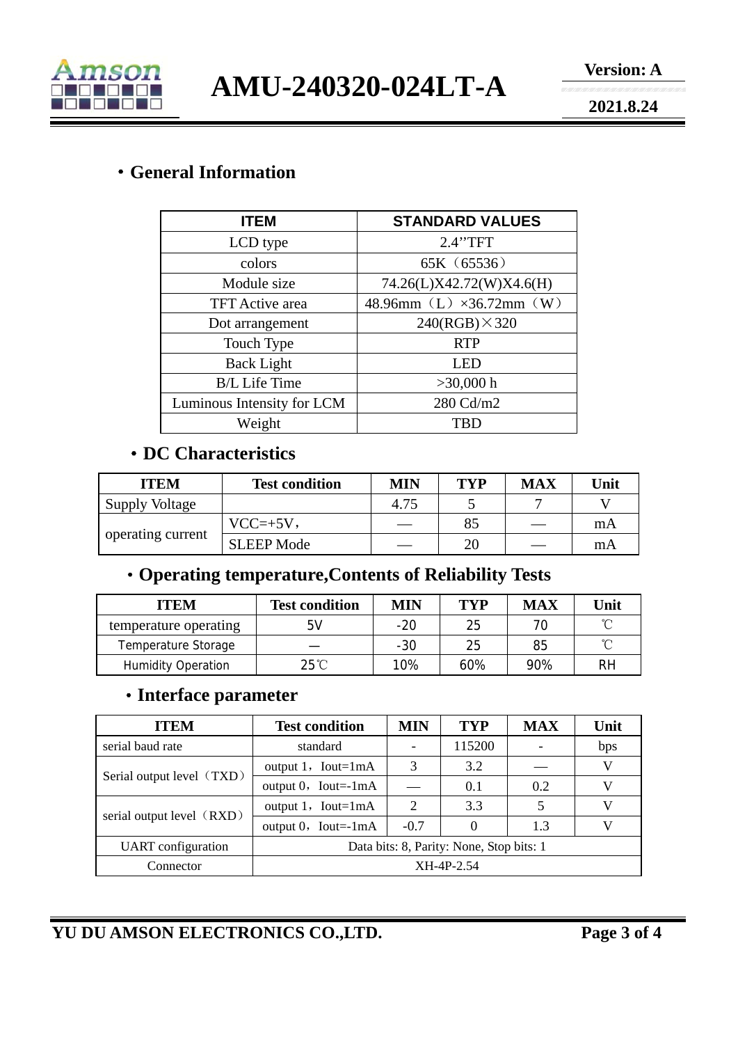## ・General Information

| ITEM | STANDARD VALUES |
|---|---|
| LCD type | 2.4''TFT |
| colors | 65K（65536） |
| Module size | 74.26(L)X42.72(W)X4.6(H) |
| TFT Active area | 48.96mm（L）×36.72mm（W） |
| Dot arrangement | 240(RGB)×320 |
| Touch Type | RTP |
| Back Light | LED |
| B/L Life Time | >30,000 h |
| Luminous Intensity for LCM | 280 Cd/m2 |
| Weight | TBD |

## ・DC Characteristics

| ITEM | Test condition | MIN | TYP | MAX | Unit |
|---|---|---|---|---|---|
| Supply Voltage | | 4.75 | 5 | 7 | V |
| operating current | VCC=+5V， | — | 85 | — | mA |
| | SLEEP Mode | — | 20 | — | mA |

## ・Operating temperature,Contents of Reliability Tests

| ITEM | Test condition | MIN | TYP | MAX | Unit |
|---|---|---|---|---|---|
| temperature operating | 5V | -20 | 25 | 70 | ℃ |
| Temperature Storage | — | -30 | 25 | 85 | ℃ |
| Humidity Operation | 25℃ | 10% | 60% | 90% | RH |

## ・Interface parameter

| ITEM | Test condition | MIN | TYP | MAX | Unit |
|---|---|---|---|---|---|
| serial baud rate | standard | - | 115200 | - | bps |
| Serial output level（TXD） | output 1，Iout=1mA | 3 | 3.2 | — | V |
| | output 0，Iout=-1mA | — | 0.1 | 0.2 | V |
| serial output level（RXD） | output 1，Iout=1mA | 2 | 3.3 | 5 | V |
| | output 0，Iout=-1mA | -0.7 | 0 | 1.3 | V |
| UART configuration | Data bits: 8, Parity: None, Stop bits: 1 | | | | |
| Connector | XH-4P-2.54 | | | | |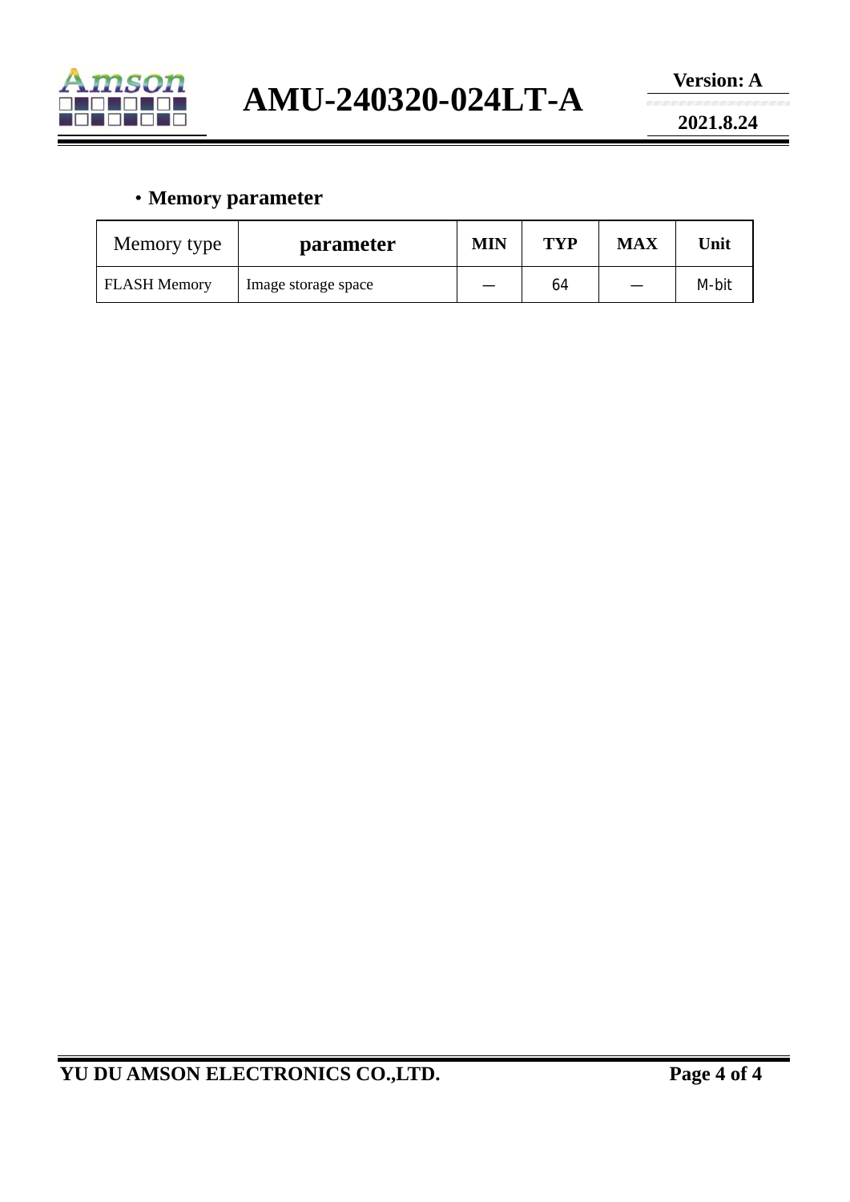- **Memory parameter**

| Memory type | parameter | MIN | TYP | MAX | Unit |
|---|---|---|---|---|---|
| FLASH Memory | Image storage space | — | 64 | — | M-bit |